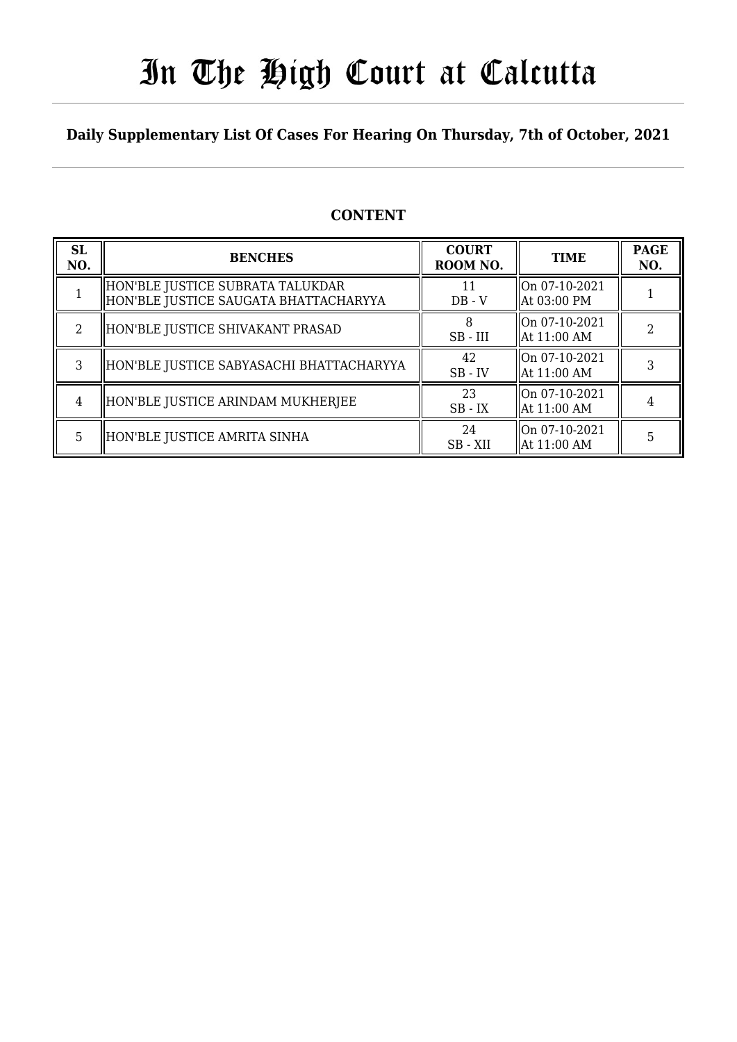# In The High Court at Calcutta

**Daily Supplementary List Of Cases For Hearing On Thursday, 7th of October, 2021**

## CONTENT

| SL NO. | BENCHES | COURT ROOM NO. | TIME | PAGE NO. |
|---|---|---|---|---|
| 1 | HON'BLE JUSTICE SUBRATA TALUKDAR<br>HON'BLE JUSTICE SAUGATA BHATTACHARYYA | 11<br>DB - V | On 07-10-2021<br>At 03:00 PM | 1 |
| 2 | HON'BLE JUSTICE SHIVAKANT PRASAD | 8<br>SB - III | On 07-10-2021<br>At 11:00 AM | 2 |
| 3 | HON'BLE JUSTICE SABYASACHI BHATTACHARYYA | 42<br>SB - IV | On 07-10-2021<br>At 11:00 AM | 3 |
| 4 | HON'BLE JUSTICE ARINDAM MUKHERJEE | 23<br>SB - IX | On 07-10-2021<br>At 11:00 AM | 4 |
| 5 | HON'BLE JUSTICE AMRITA SINHA | 24<br>SB - XII | On 07-10-2021<br>At 11:00 AM | 5 |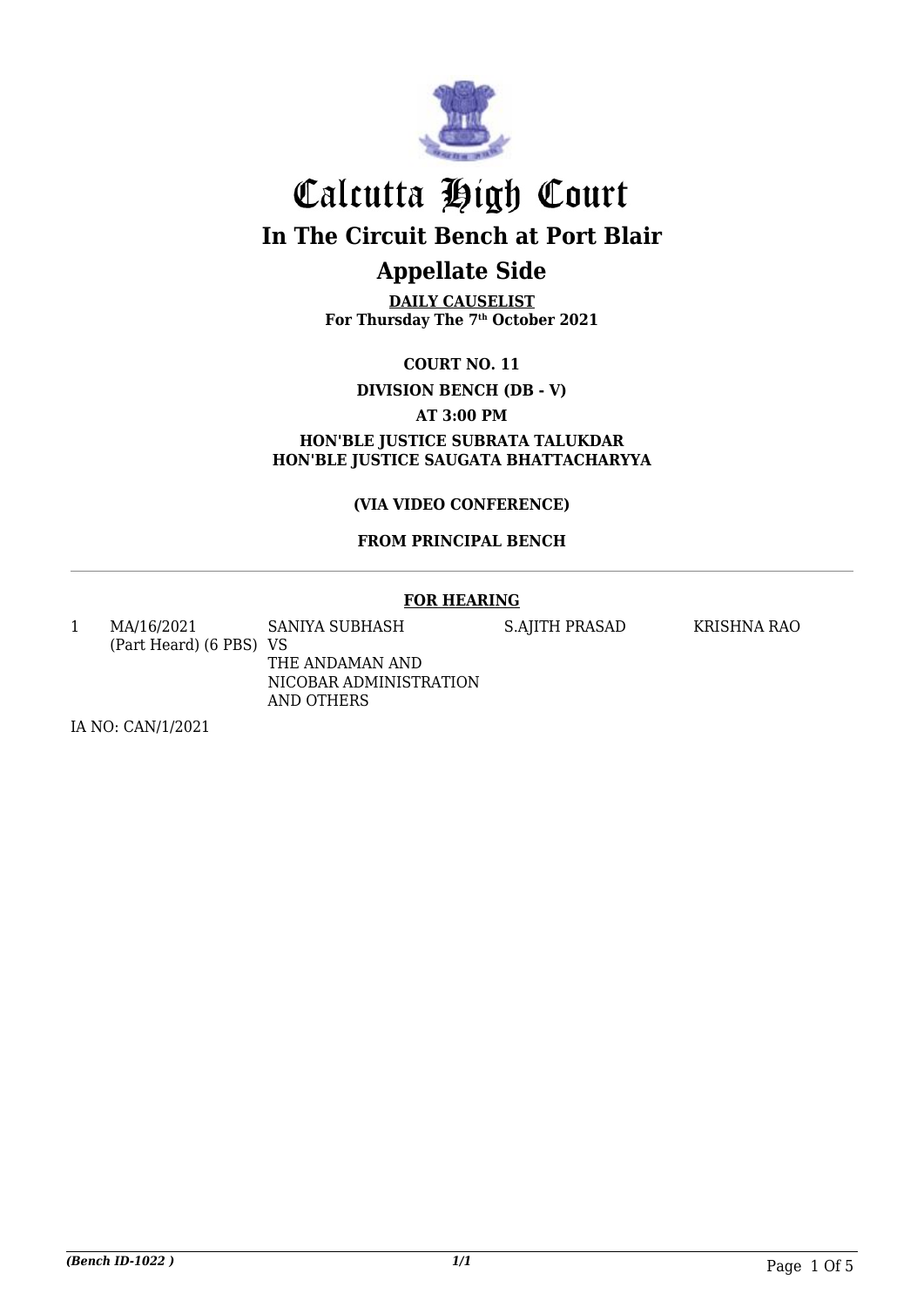# Calcutta High Court

## In The Circuit Bench at Port Blair

## Appellate Side

**DAILY CAUSELIST**
**For Thursday The 7th October 2021**

**COURT NO. 11**

**DIVISION BENCH (DB - V)**

**AT 3:00 PM**

**HON'BLE JUSTICE SUBRATA TALUKDAR**
**HON'BLE JUSTICE SAUGATA BHATTACHARYYA**

**(VIA VIDEO CONFERENCE)**

**FROM PRINCIPAL BENCH**

**FOR HEARING**

| | | | | |
|---|---|---|---|---|
| 1 | MA/16/2021 (Part Heard) (6 PBS) | SANIYA SUBHASH VS THE ANDAMAN AND NICOBAR ADMINISTRATION AND OTHERS | S.AJITH PRASAD | KRISHNA RAO |

IA NO: CAN/1/2021

*(Bench ID-1022 )*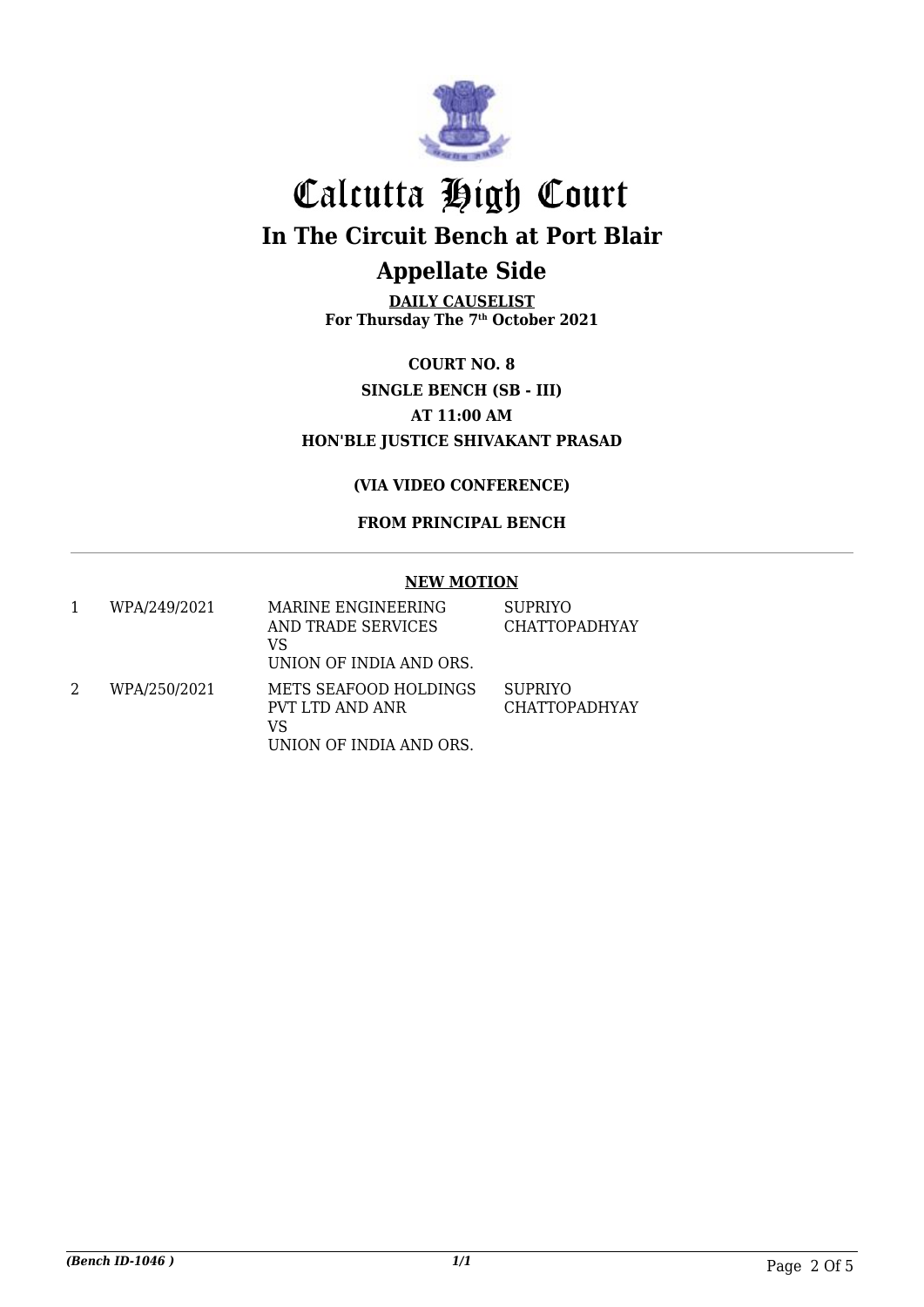# Calcutta High Court

## In The Circuit Bench at Port Blair

## Appellate Side

**DAILY CAUSELIST**
**For Thursday The 7th October 2021**

**COURT NO. 8**
**SINGLE BENCH (SB - III)**
**AT 11:00 AM**
**HON'BLE JUSTICE SHIVAKANT PRASAD**

**(VIA VIDEO CONFERENCE)**

**FROM PRINCIPAL BENCH**

**NEW MOTION**

| | | | |
|---|---|---|---|
| 1 | WPA/249/2021 | MARINE ENGINEERING AND TRADE SERVICES<br>VS<br>UNION OF INDIA AND ORS. | SUPRIYO CHATTOPADHYAY |
| 2 | WPA/250/2021 | METS SEAFOOD HOLDINGS PVT LTD AND ANR<br>VS<br>UNION OF INDIA AND ORS. | SUPRIYO CHATTOPADHYAY |

*(Bench ID-1046 )*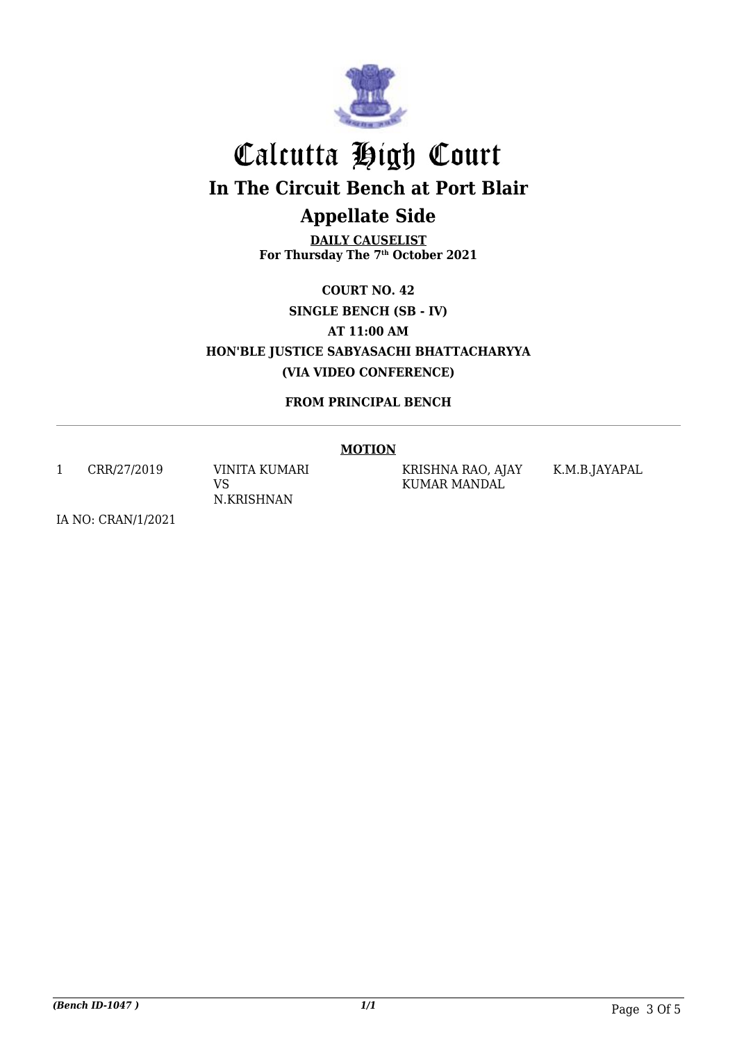# Calcutta High Court

## In The Circuit Bench at Port Blair

## Appellate Side

**DAILY CAUSELIST**
**For Thursday The 7th October 2021**

**COURT NO. 42**
**SINGLE BENCH (SB - IV)**
**AT 11:00 AM**
**HON'BLE JUSTICE SABYASACHI BHATTACHARYYA**
**(VIA VIDEO CONFERENCE)**

**FROM PRINCIPAL BENCH**

**MOTION**

| | | | | |
|---|---|---|---|---|
| 1 | CRR/27/2019 | VINITA KUMARI VS N.KRISHNAN | KRISHNA RAO, AJAY KUMAR MANDAL | K.M.B.JAYAPAL |

IA NO: CRAN/1/2021

*(Bench ID-1047 )*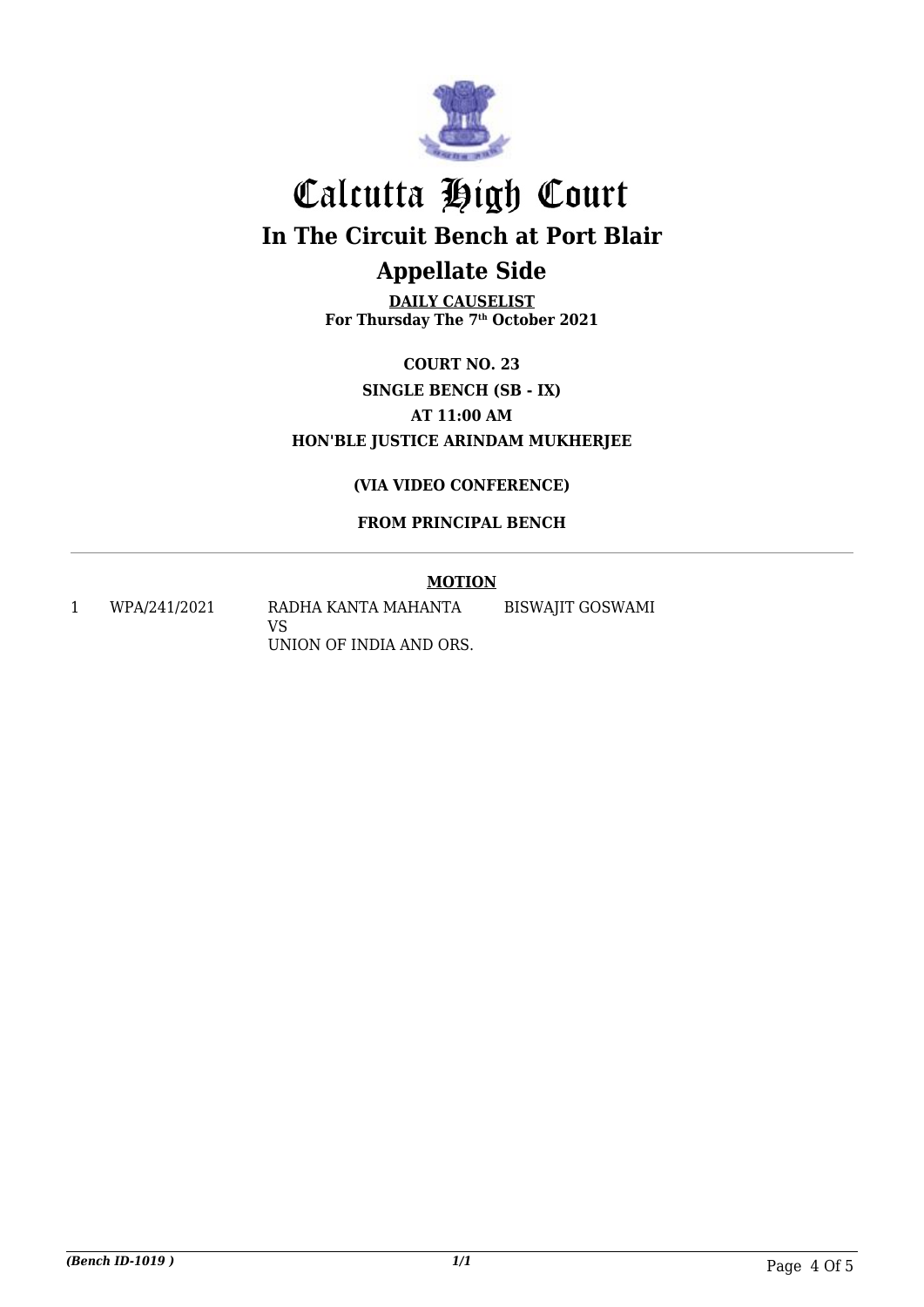# Calcutta High Court

## In The Circuit Bench at Port Blair

## Appellate Side

**DAILY CAUSELIST**
**For Thursday The 7th October 2021**

**COURT NO. 23**
**SINGLE BENCH (SB - IX)**
**AT 11:00 AM**
**HON'BLE JUSTICE ARINDAM MUKHERJEE**

**(VIA VIDEO CONFERENCE)**

**FROM PRINCIPAL BENCH**

---

**MOTION**

| | | | |
|---|---|---|---|
| 1 | WPA/241/2021 | RADHA KANTA MAHANTA<br>VS<br>UNION OF INDIA AND ORS. | BISWAJIT GOSWAMI |

*(Bench ID-1019 )*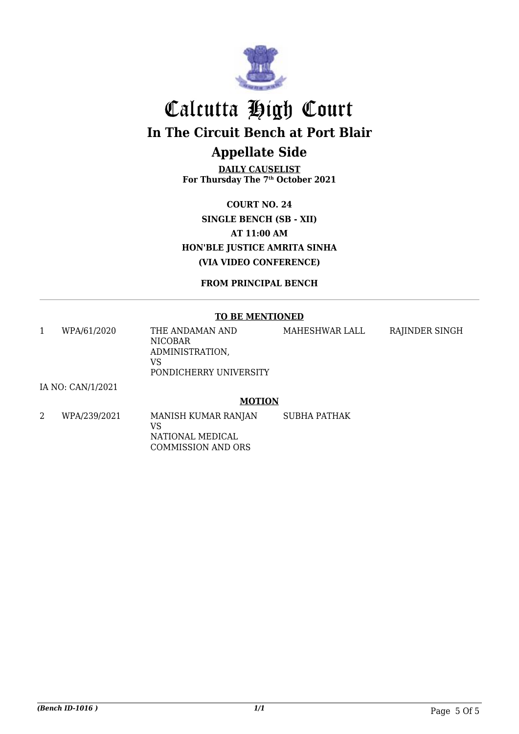# Calcutta High Court

## In The Circuit Bench at Port Blair

## Appellate Side

**DAILY CAUSELIST**
**For Thursday The 7th October 2021**

**COURT NO. 24**
**SINGLE BENCH (SB - XII)**
**AT 11:00 AM**
**HON'BLE JUSTICE AMRITA SINHA**
**(VIA VIDEO CONFERENCE)**

**FROM PRINCIPAL BENCH**

**TO BE MENTIONED**

| | | | | |
|---|---|---|---|---|
| 1 | WPA/61/2020 | THE ANDAMAN AND NICOBAR ADMINISTRATION, VS PONDICHERRY UNIVERSITY | MAHESHWAR LALL | RAJINDER SINGH |

IA NO: CAN/1/2021

**MOTION**

| | | | | |
|---|---|---|---|---|
| 2 | WPA/239/2021 | MANISH KUMAR RANJAN VS NATIONAL MEDICAL COMMISSION AND ORS | SUBHA PATHAK | |

*(Bench ID-1016 )*